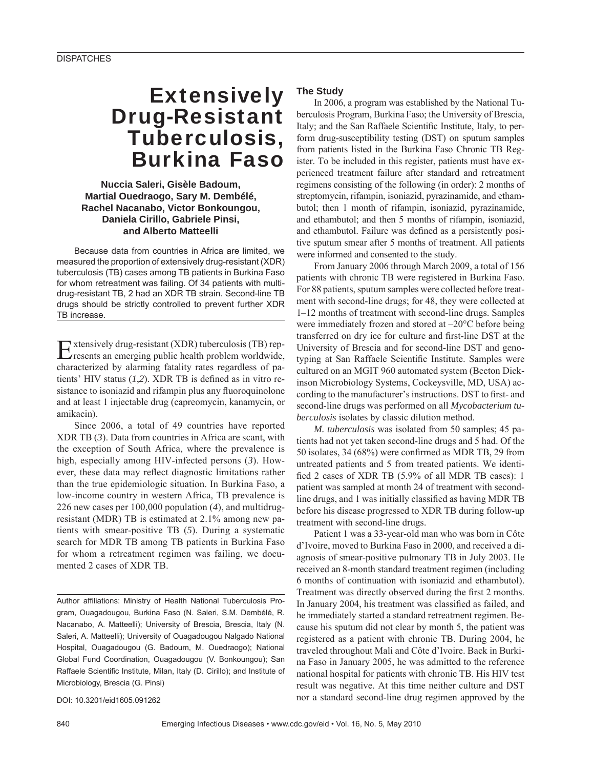# Extensively Drug-Resistant Tuberculosis, Burkina Faso

**Nuccia Saleri, Gisèle Badoum, Martial Ouedraogo, Sary M. Dembélé, Rachel Nacanabo, Victor Bonkoungou, Daniela Cirillo, Gabriele Pinsi, and Alberto Matteelli**

Because data from countries in Africa are limited, we measured the proportion of extensively drug-resistant (XDR) tuberculosis (TB) cases among TB patients in Burkina Faso for whom retreatment was failing. Of 34 patients with multidrug-resistant TB, 2 had an XDR TB strain. Second-line TB drugs should be strictly controlled to prevent further XDR TB increase.

Extensively drug-resistant (XDR) tuberculosis (TB) represents an emerging public health problem worldwide, characterized by alarming fatality rates regardless of patients' HIV status (*1*,*2*). XDR TB is defined as in vitro resistance to isoniazid and rifampin plus any fluoroquinolone and at least 1 injectable drug (capreomycin, kanamycin, or amikacin).

Since 2006, a total of 49 countries have reported XDR TB (*3*). Data from countries in Africa are scant, with the exception of South Africa, where the prevalence is high, especially among HIV-infected persons (*3*). However, these data may reflect diagnostic limitations rather than the true epidemiologic situation. In Burkina Faso, a low-income country in western Africa, TB prevalence is 226 new cases per 100,000 population (*4*), and multidrug-resistant (MDR) TB is estimated at 2.1% among new patients with smear-positive TB (*5*). During a systematic search for MDR TB among TB patients in Burkina Faso for whom a retreatment regimen was failing, we documented 2 cases of XDR TB.

Author affiliations: Ministry of Health National Tuberculosis Program, Ouagadougou, Burkina Faso (N. Saleri, S.M. Dembélé, R. Nacanabo, A. Matteelli); University of Brescia, Brescia, Italy (N. Saleri, A. Matteelli); University of Ouagadougou Nalgado National Hospital, Ouagadougou (G. Badoum, M. Ouedraogo); National Global Fund Coordination, Ouagadougou (V. Bonkoungou); San Raffaele Scientific Institute, Milan, Italy (D. Cirillo); and Institute of Microbiology, Brescia (G. Pinsi)

DOI: 10.3201/eid1605.091262

## The Study

In 2006, a program was established by the National Tuberculosis Program, Burkina Faso; the University of Brescia, Italy; and the San Raffaele Scientific Institute, Italy, to perform drug-susceptibility testing (DST) on sputum samples from patients listed in the Burkina Faso Chronic TB Register. To be included in this register, patients must have experienced treatment failure after standard and retreatment regimens consisting of the following (in order): 2 months of streptomycin, rifampin, isoniazid, pyrazinamide, and ethambutol; then 1 month of rifampin, isoniazid, pyrazinamide, and ethambutol; and then 5 months of rifampin, isoniazid, and ethambutol. Failure was defined as a persistently positive sputum smear after 5 months of treatment. All patients were informed and consented to the study.

From January 2006 through March 2009, a total of 156 patients with chronic TB were registered in Burkina Faso. For 88 patients, sputum samples were collected before treatment with second-line drugs; for 48, they were collected at 1–12 months of treatment with second-line drugs. Samples were immediately frozen and stored at –20°C before being transferred on dry ice for culture and first-line DST at the University of Brescia and for second-line DST and genotyping at San Raffaele Scientific Institute. Samples were cultured on an MGIT 960 automated system (Becton Dickinson Microbiology Systems, Cockeysville, MD, USA) according to the manufacturer's instructions. DST to first- and second-line drugs was performed on all *Mycobacterium tuberculosis* isolates by classic dilution method.

*M. tuberculosis* was isolated from 50 samples; 45 patients had not yet taken second-line drugs and 5 had. Of the 50 isolates, 34 (68%) were confirmed as MDR TB, 29 from untreated patients and 5 from treated patients. We identified 2 cases of XDR TB (5.9% of all MDR TB cases): 1 patient was sampled at month 24 of treatment with second-line drugs, and 1 was initially classified as having MDR TB before his disease progressed to XDR TB during follow-up treatment with second-line drugs.

Patient 1 was a 33-year-old man who was born in Côte d'Ivoire, moved to Burkina Faso in 2000, and received a diagnosis of smear-positive pulmonary TB in July 2003. He received an 8-month standard treatment regimen (including 6 months of continuation with isoniazid and ethambutol). Treatment was directly observed during the first 2 months. In January 2004, his treatment was classified as failed, and he immediately started a standard retreatment regimen. Because his sputum did not clear by month 5, the patient was registered as a patient with chronic TB. During 2004, he traveled throughout Mali and Côte d'Ivoire. Back in Burkina Faso in January 2005, he was admitted to the reference national hospital for patients with chronic TB. His HIV test result was negative. At this time neither culture and DST nor a standard second-line drug regimen approved by the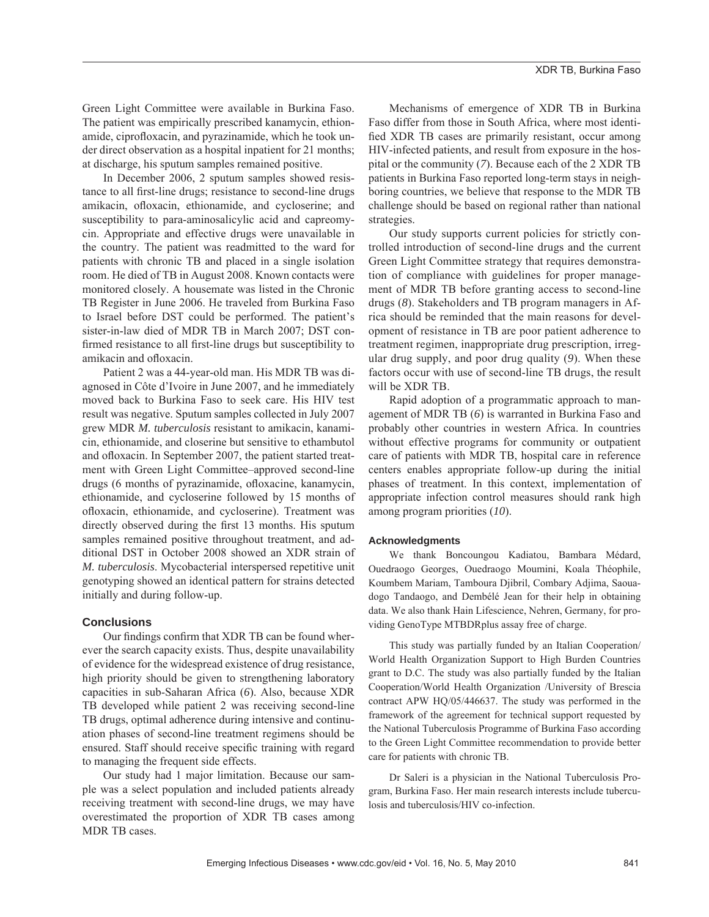Green Light Committee were available in Burkina Faso. The patient was empirically prescribed kanamycin, ethionamide, ciprofloxacin, and pyrazinamide, which he took under direct observation as a hospital inpatient for 21 months; at discharge, his sputum samples remained positive.

In December 2006, 2 sputum samples showed resistance to all first-line drugs; resistance to second-line drugs amikacin, ofloxacin, ethionamide, and cycloserine; and susceptibility to para-aminosalicylic acid and capreomycin. Appropriate and effective drugs were unavailable in the country. The patient was readmitted to the ward for patients with chronic TB and placed in a single isolation room. He died of TB in August 2008. Known contacts were monitored closely. A housemate was listed in the Chronic TB Register in June 2006. He traveled from Burkina Faso to Israel before DST could be performed. The patient's sister-in-law died of MDR TB in March 2007; DST confirmed resistance to all first-line drugs but susceptibility to amikacin and ofloxacin.

Patient 2 was a 44-year-old man. His MDR TB was diagnosed in Côte d'Ivoire in June 2007, and he immediately moved back to Burkina Faso to seek care. His HIV test result was negative. Sputum samples collected in July 2007 grew MDR *M. tuberculosis* resistant to amikacin, kanamicin, ethionamide, and closerine but sensitive to ethambutol and ofloxacin. In September 2007, the patient started treatment with Green Light Committee–approved second-line drugs (6 months of pyrazinamide, ofloxacine, kanamycin, ethionamide, and cycloserine followed by 15 months of ofloxacin, ethionamide, and cycloserine). Treatment was directly observed during the first 13 months. His sputum samples remained positive throughout treatment, and additional DST in October 2008 showed an XDR strain of *M. tuberculosis*. Mycobacterial interspersed repetitive unit genotyping showed an identical pattern for strains detected initially and during follow-up.

## Conclusions

Our findings confirm that XDR TB can be found wherever the search capacity exists. Thus, despite unavailability of evidence for the widespread existence of drug resistance, high priority should be given to strengthening laboratory capacities in sub-Saharan Africa (*6*). Also, because XDR TB developed while patient 2 was receiving second-line TB drugs, optimal adherence during intensive and continuation phases of second-line treatment regimens should be ensured. Staff should receive specific training with regard to managing the frequent side effects.

Our study had 1 major limitation. Because our sample was a select population and included patients already receiving treatment with second-line drugs, we may have overestimated the proportion of XDR TB cases among MDR TB cases.

Mechanisms of emergence of XDR TB in Burkina Faso differ from those in South Africa, where most identified XDR TB cases are primarily resistant, occur among HIV-infected patients, and result from exposure in the hospital or the community (*7*). Because each of the 2 XDR TB patients in Burkina Faso reported long-term stays in neighboring countries, we believe that response to the MDR TB challenge should be based on regional rather than national strategies.

Our study supports current policies for strictly controlled introduction of second-line drugs and the current Green Light Committee strategy that requires demonstration of compliance with guidelines for proper management of MDR TB before granting access to second-line drugs (*8*). Stakeholders and TB program managers in Africa should be reminded that the main reasons for development of resistance in TB are poor patient adherence to treatment regimen, inappropriate drug prescription, irregular drug supply, and poor drug quality (*9*). When these factors occur with use of second-line TB drugs, the result will be XDR TB.

Rapid adoption of a programmatic approach to management of MDR TB (*6*) is warranted in Burkina Faso and probably other countries in western Africa. In countries without effective programs for community or outpatient care of patients with MDR TB, hospital care in reference centers enables appropriate follow-up during the initial phases of treatment. In this context, implementation of appropriate infection control measures should rank high among program priorities (*10*).

### Acknowledgments

We thank Boncoungou Kadiatou, Bambara Médard, Ouedraogo Georges, Ouedraogo Moumini, Koala Théophile, Koumbem Mariam, Tamboura Djibril, Combary Adjima, Saouadogo Tandaogo, and Dembélé Jean for their help in obtaining data. We also thank Hain Lifescience, Nehren, Germany, for providing GenoType MTBDRplus assay free of charge.

This study was partially funded by an Italian Cooperation/World Health Organization Support to High Burden Countries grant to D.C. The study was also partially funded by the Italian Cooperation/World Health Organization /University of Brescia contract APW HQ/05/446637. The study was performed in the framework of the agreement for technical support requested by the National Tuberculosis Programme of Burkina Faso according to the Green Light Committee recommendation to provide better care for patients with chronic TB.

Dr Saleri is a physician in the National Tuberculosis Program, Burkina Faso. Her main research interests include tuberculosis and tuberculosis/HIV co-infection.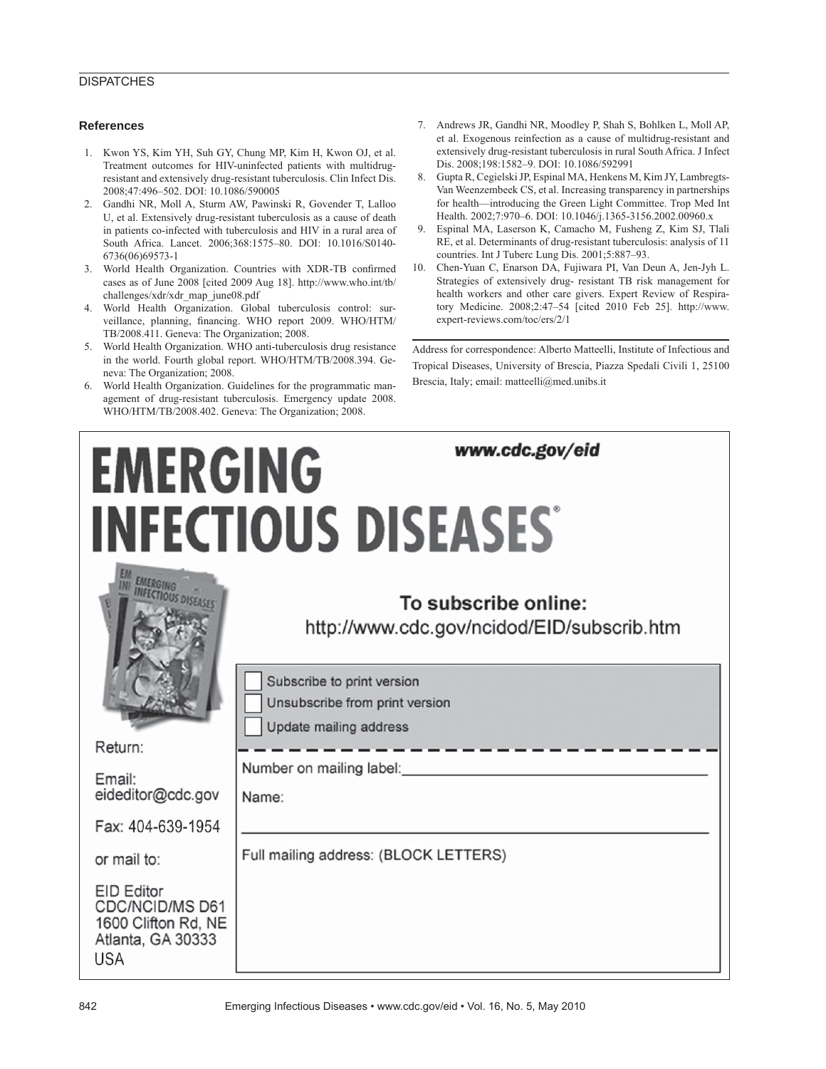## References

1. Kwon YS, Kim YH, Suh GY, Chung MP, Kim H, Kwon OJ, et al. Treatment outcomes for HIV-uninfected patients with multidrug-resistant and extensively drug-resistant tuberculosis. Clin Infect Dis. 2008;47:496–502. DOI: 10.1086/590005
2. Gandhi NR, Moll A, Sturm AW, Pawinski R, Govender T, Lalloo U, et al. Extensively drug-resistant tuberculosis as a cause of death in patients co-infected with tuberculosis and HIV in a rural area of South Africa. Lancet. 2006;368:1575–80. DOI: 10.1016/S0140-6736(06)69573-1
3. World Health Organization. Countries with XDR-TB confirmed cases as of June 2008 [cited 2009 Aug 18]. http://www.who.int/tb/challenges/xdr/xdr_map_june08.pdf
4. World Health Organization. Global tuberculosis control: surveillance, planning, financing. WHO report 2009. WHO/HTM/TB/2008.411. Geneva: The Organization; 2008.
5. World Health Organization. WHO anti-tuberculosis drug resistance in the world. Fourth global report. WHO/HTM/TB/2008.394. Geneva: The Organization; 2008.
6. World Health Organization. Guidelines for the programmatic management of drug-resistant tuberculosis. Emergency update 2008. WHO/HTM/TB/2008.402. Geneva: The Organization; 2008.
7. Andrews JR, Gandhi NR, Moodley P, Shah S, Bohlken L, Moll AP, et al. Exogenous reinfection as a cause of multidrug-resistant and extensively drug-resistant tuberculosis in rural South Africa. J Infect Dis. 2008;198:1582–9. DOI: 10.1086/592991
8. Gupta R, Cegielski JP, Espinal MA, Henkens M, Kim JY, Lambregts-Van Weezenbeek CS, et al. Increasing transparency in partnerships for health—introducing the Green Light Committee. Trop Med Int Health. 2002;7:970–6. DOI: 10.1046/j.1365-3156.2002.00960.x
9. Espinal MA, Laserson K, Camacho M, Fusheng Z, Kim SJ, Tlali RE, et al. Determinants of drug-resistant tuberculosis: analysis of 11 countries. Int J Tuberc Lung Dis. 2001;5:887–93.
10. Chen-Yuan C, Enarson DA, Fujiwara PI, Van Deun A, Jen-Jyh L. Strategies of extensively drug- resistant TB risk management for health workers and other care givers. Expert Review of Respiratory Medicine. 2008;2:47–54 [cited 2010 Feb 25]. http://www.expert-reviews.com/toc/ers/2/1

Address for correspondence: Alberto Matteelli, Institute of Infectious and Tropical Diseases, University of Brescia, Piazza Spedali Civili 1, 25100 Brescia, Italy; email: matteelli@med.unibs.it

# EMERGING INFECTIOUS DISEASES®

www.cdc.gov/eid

**To subscribe online:**
http://www.cdc.gov/ncidod/EID/subscrib.htm

- [ ] Subscribe to print version
- [ ] Unsubscribe from print version
- [ ] Update mailing address

Number on mailing label:\_\_\_\_\_\_\_\_\_\_\_\_\_\_\_\_\_\_\_\_

Name:

\_\_\_\_\_\_\_\_\_\_\_\_\_\_\_\_\_\_\_\_\_\_\_\_\_\_\_\_\_\_

Full mailing address: (BLOCK LETTERS)

Return:

Email:
eideditor@cdc.gov

Fax: 404-639-1954

or mail to:

EID Editor
CDC/NCID/MS D61
1600 Clifton Rd, NE
Atlanta, GA 30333
USA